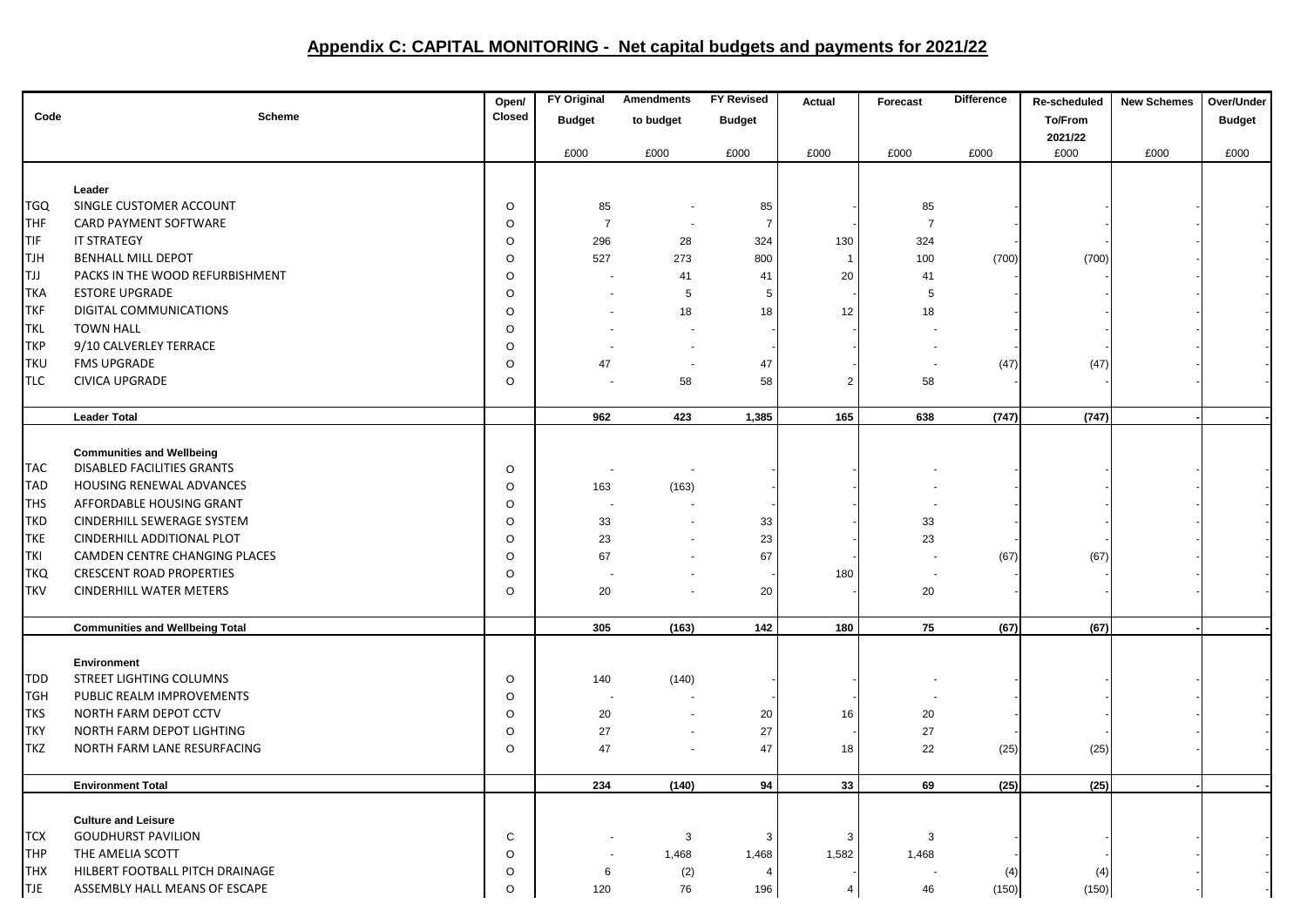## Appendix C: CAPITAL MONITORING - Net capital budgets and payments for 2021/22

| Code | Scheme | Open/ Closed | FY Original Budget £000 | Amendments to budget £000 | FY Revised Budget £000 | Actual £000 | Forecast £000 | Difference £000 | Re-scheduled To/From 2021/22 £000 | New Schemes £000 | Over/Under Budget £000 |
|---|---|---|---|---|---|---|---|---|---|---|---|
| | **Leader** | | | | | | | | | | |
| TGQ | SINGLE CUSTOMER ACCOUNT | O | 85 | - | 85 | - | 85 | - | - | - | - |
| THF | CARD PAYMENT SOFTWARE | O | 7 | - | 7 | - | 7 | - | - | - | - |
| TIF | IT STRATEGY | O | 296 | 28 | 324 | 130 | 324 | - | - | - | - |
| TJH | BENHALL MILL DEPOT | O | 527 | 273 | 800 | 1 | 100 | (700) | (700) | - | - |
| TJJ | PACKS IN THE WOOD REFURBISHMENT | O | - | 41 | 41 | 20 | 41 | - | - | - | - |
| TKA | ESTORE UPGRADE | O | - | 5 | 5 | - | 5 | - | - | - | - |
| TKF | DIGITAL COMMUNICATIONS | O | - | 18 | 18 | 12 | 18 | - | - | - | - |
| TKL | TOWN HALL | O | - | - | - | - | - | - | - | - | - |
| TKP | 9/10 CALVERLEY TERRACE | O | - | - | - | - | - | - | - | - | - |
| TKU | FMS UPGRADE | O | 47 | - | 47 | - | - | (47) | (47) | - | - |
| TLC | CIVICA UPGRADE | O | - | 58 | 58 | 2 | 58 | - | - | - | - |
| | **Leader Total** | | **962** | **423** | **1,385** | **165** | **638** | **(747)** | **(747)** | **-** | **-** |
| | **Communities and Wellbeing** | | | | | | | | | | |
| TAC | DISABLED FACILITIES GRANTS | O | - | - | - | - | - | - | - | - | - |
| TAD | HOUSING RENEWAL ADVANCES | O | 163 | (163) | - | - | - | - | - | - | - |
| THS | AFFORDABLE HOUSING GRANT | O | - | - | - | - | - | - | - | - | - |
| TKD | CINDERHILL SEWERAGE SYSTEM | O | 33 | - | 33 | - | 33 | - | - | - | - |
| TKE | CINDERHILL ADDITIONAL PLOT | O | 23 | - | 23 | - | 23 | - | - | - | - |
| TKI | CAMDEN CENTRE CHANGING PLACES | O | 67 | - | 67 | - | - | (67) | (67) | - | - |
| TKQ | CRESCENT ROAD PROPERTIES | O | - | - | - | 180 | - | - | - | - | - |
| TKV | CINDERHILL WATER METERS | O | 20 | - | 20 | - | 20 | - | - | - | - |
| | **Communities and Wellbeing Total** | | **305** | **(163)** | **142** | **180** | **75** | **(67)** | **(67)** | **-** | **-** |
| | **Environment** | | | | | | | | | | |
| TDD | STREET LIGHTING COLUMNS | O | 140 | (140) | - | - | - | - | - | - | - |
| TGH | PUBLIC REALM IMPROVEMENTS | O | - | - | - | - | - | - | - | - | - |
| TKS | NORTH FARM DEPOT CCTV | O | 20 | - | 20 | 16 | 20 | - | - | - | - |
| TKY | NORTH FARM DEPOT LIGHTING | O | 27 | - | 27 | - | 27 | - | - | - | - |
| TKZ | NORTH FARM LANE RESURFACING | O | 47 | - | 47 | 18 | 22 | (25) | (25) | - | - |
| | **Environment Total** | | **234** | **(140)** | **94** | **33** | **69** | **(25)** | **(25)** | **-** | **-** |
| | **Culture and Leisure** | | | | | | | | | | |
| TCX | GOUDHURST PAVILION | C | - | 3 | 3 | 3 | 3 | - | - | - | - |
| THP | THE AMELIA SCOTT | O | - | 1,468 | 1,468 | 1,582 | 1,468 | - | - | - | - |
| THX | HILBERT FOOTBALL PITCH DRAINAGE | O | 6 | (2) | 4 | - | - | (4) | (4) | - | - |
| TJE | ASSEMBLY HALL MEANS OF ESCAPE | O | 120 | 76 | 196 | 4 | 46 | (150) | (150) | - | - |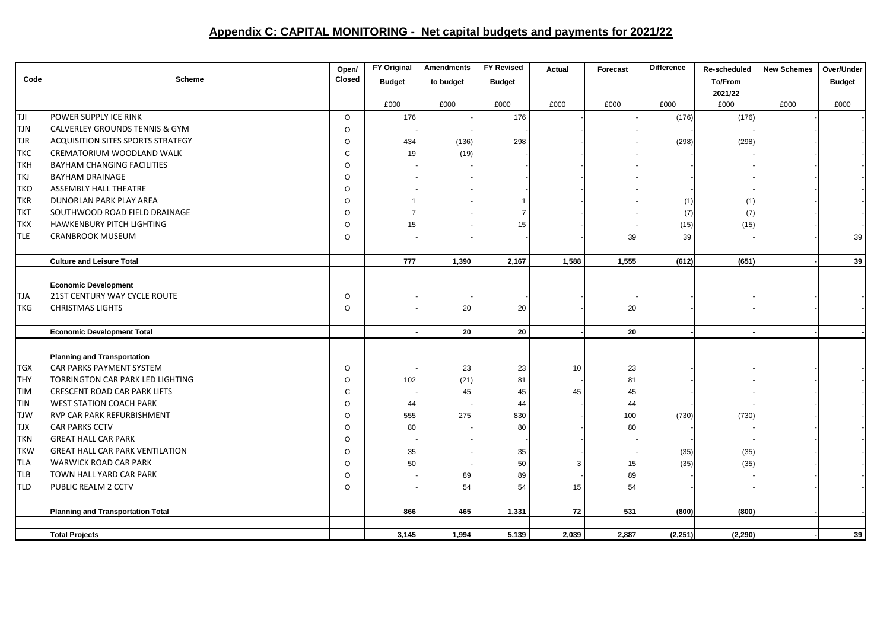## Appendix C: CAPITAL MONITORING - Net capital budgets and payments for 2021/22

| Code | Scheme | Open/ Closed | FY Original Budget £000 | Amendments to budget £000 | FY Revised Budget £000 | Actual £000 | Forecast £000 | Difference £000 | Re-scheduled To/From 2021/22 £000 | New Schemes £000 | Over/Under Budget £000 |
|---|---|---|---|---|---|---|---|---|---|---|---|
| TJI | POWER SUPPLY ICE RINK | O | 176 | - | 176 | - | - | (176) | (176) | - | - |
| TJN | CALVERLEY GROUNDS TENNIS & GYM | O | - | - | - | - | - | - | - | - | - |
| TJR | ACQUISITION SITES SPORTS STRATEGY | O | 434 | (136) | 298 | - | - | (298) | (298) | - | - |
| TKC | CREMATORIUM WOODLAND WALK | C | 19 | (19) | - | - | - | - | - | - | - |
| TKH | BAYHAM CHANGING FACILITIES | O | - | - | - | - | - | - | - | - | - |
| TKJ | BAYHAM DRAINAGE | O | - | - | - | - | - | - | - | - | - |
| TKO | ASSEMBLY HALL THEATRE | O | - | - | - | - | - | - | - | - | - |
| TKR | DUNORLAN PARK PLAY AREA | O | 1 | - | 1 | - | - | (1) | (1) | - | - |
| TKT | SOUTHWOOD ROAD FIELD DRAINAGE | O | 7 | - | 7 | - | - | (7) | (7) | - | - |
| TKX | HAWKENBURY PITCH LIGHTING | O | 15 | - | 15 | - | - | (15) | (15) | - | - |
| TLE | CRANBROOK MUSEUM | O | - | - | - | - | 39 | 39 | - | - | 39 |
| | **Culture and Leisure Total** | | **777** | **1,390** | **2,167** | **1,588** | **1,555** | **(612)** | **(651)** | **-** | **39** |
| | **Economic Development** | | | | | | | | | | |
| TJA | 21ST CENTURY WAY CYCLE ROUTE | O | - | - | - | - | - | - | - | - | - |
| TKG | CHRISTMAS LIGHTS | O | - | 20 | 20 | - | 20 | - | - | - | - |
| | **Economic Development Total** | | **-** | **20** | **20** | **-** | **20** | **-** | **-** | **-** | **-** |
| | **Planning and Transportation** | | | | | | | | | | |
| TGX | CAR PARKS PAYMENT SYSTEM | O | - | 23 | 23 | 10 | 23 | - | - | - | - |
| THY | TORRINGTON CAR PARK LED LIGHTING | O | 102 | (21) | 81 | - | 81 | - | - | - | - |
| TIM | CRESCENT ROAD CAR PARK LIFTS | C | - | 45 | 45 | 45 | 45 | - | - | - | - |
| TIN | WEST STATION COACH PARK | O | 44 | - | 44 | - | 44 | - | - | - | - |
| TJW | RVP CAR PARK REFURBISHMENT | O | 555 | 275 | 830 | - | 100 | (730) | (730) | - | - |
| TJX | CAR PARKS CCTV | O | 80 | - | 80 | - | 80 | - | - | - | - |
| TKN | GREAT HALL CAR PARK | O | - | - | - | - | - | - | - | - | - |
| TKW | GREAT HALL CAR PARK VENTILATION | O | 35 | - | 35 | - | - | (35) | (35) | - | - |
| TLA | WARWICK ROAD CAR PARK | O | 50 | - | 50 | 3 | 15 | (35) | (35) | - | - |
| TLB | TOWN HALL YARD CAR PARK | O | - | 89 | 89 | - | 89 | - | - | - | - |
| TLD | PUBLIC REALM 2 CCTV | O | - | 54 | 54 | 15 | 54 | - | - | - | - |
| | **Planning and Transportation Total** | | **866** | **465** | **1,331** | **72** | **531** | **(800)** | **(800)** | **-** | **-** |
| | **Total Projects** | | **3,145** | **1,994** | **5,139** | **2,039** | **2,887** | **(2,251)** | **(2,290)** | **-** | **39** |